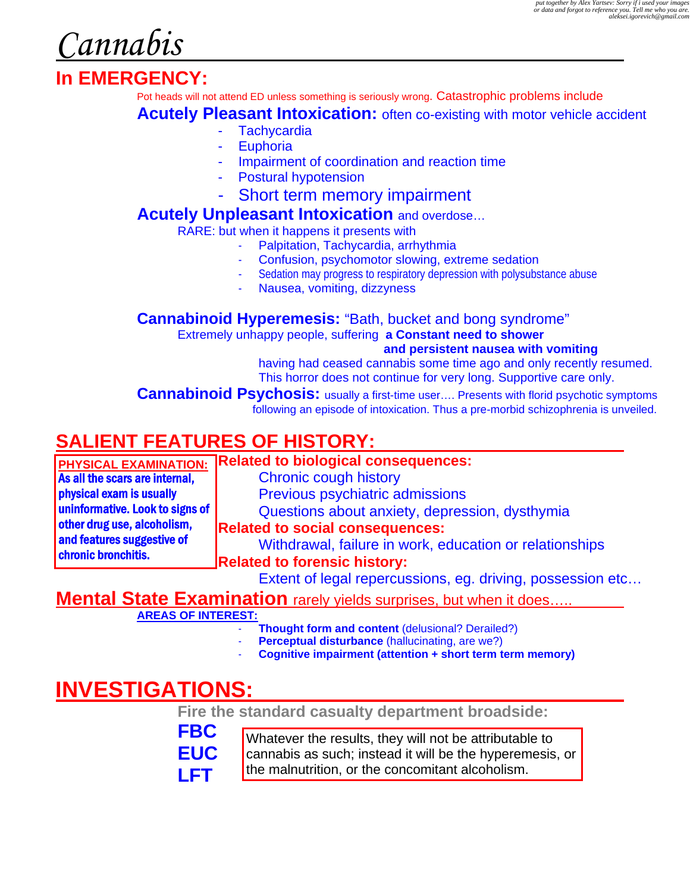put together by Alex Yartsev: Sorry if i used your images or data and forgot to reference you. Tell me who you are. aleksei.igorevich@gmail.com

# Cannabis

## In EMERGENCY:

Pot heads will not attend ED unless something is seriously wrong. Catastrophic problems include

### Acutely Pleasant Intoxication: often co-existing with motor vehicle accident

- Tachycardia
- Euphoria
- Impairment of coordination and reaction time
- Postural hypotension
- Short term memory impairment

### Acutely Unpleasant Intoxication and overdose…

RARE: but when it happens it presents with

- Palpitation, Tachycardia, arrhythmia
- Confusion, psychomotor slowing, extreme sedation
- Sedation may progress to respiratory depression with polysubstance abuse
- Nausea, vomiting, dizzyness

### Cannabinoid Hyperemesis: "Bath, bucket and bong syndrome"

Extremely unhappy people, suffering **a Constant need to shower and persistent nausea with vomiting** having had ceased cannabis some time ago and only recently resumed. This horror does not continue for very long. Supportive care only.

### Cannabinoid Psychosis: usually a first-time user…. Presents with florid psychotic symptoms following an episode of intoxication. Thus a pre-morbid schizophrenia is unveiled.

## SALIENT FEATURES OF HISTORY:

**PHYSICAL EXAMINATION:** **As all the scars are internal, physical exam is usually uninformative. Look to signs of other drug use, alcoholism, and features suggestive of chronic bronchitis.**

**Related to biological consequences:**

- Chronic cough history
- Previous psychiatric admissions
- Questions about anxiety, depression, dysthymia

**Related to social consequences:**

- Withdrawal, failure in work, education or relationships

**Related to forensic history:**

- Extent of legal repercussions, eg. driving, possession etc…

## Mental State Examination rarely yields surprises, but when it does…..

**AREAS OF INTEREST:**

- **Thought form and content** (delusional? Derailed?)
- **Perceptual disturbance** (hallucinating, are we?)
- **Cognitive impairment (attention + short term term memory)**

## INVESTIGATIONS:

**Fire the standard casualty department broadside:**

**FBC**
**EUC**
**LFT**

Whatever the results, they will not be attributable to cannabis as such; instead it will be the hyperemesis, or the malnutrition, or the concomitant alcoholism.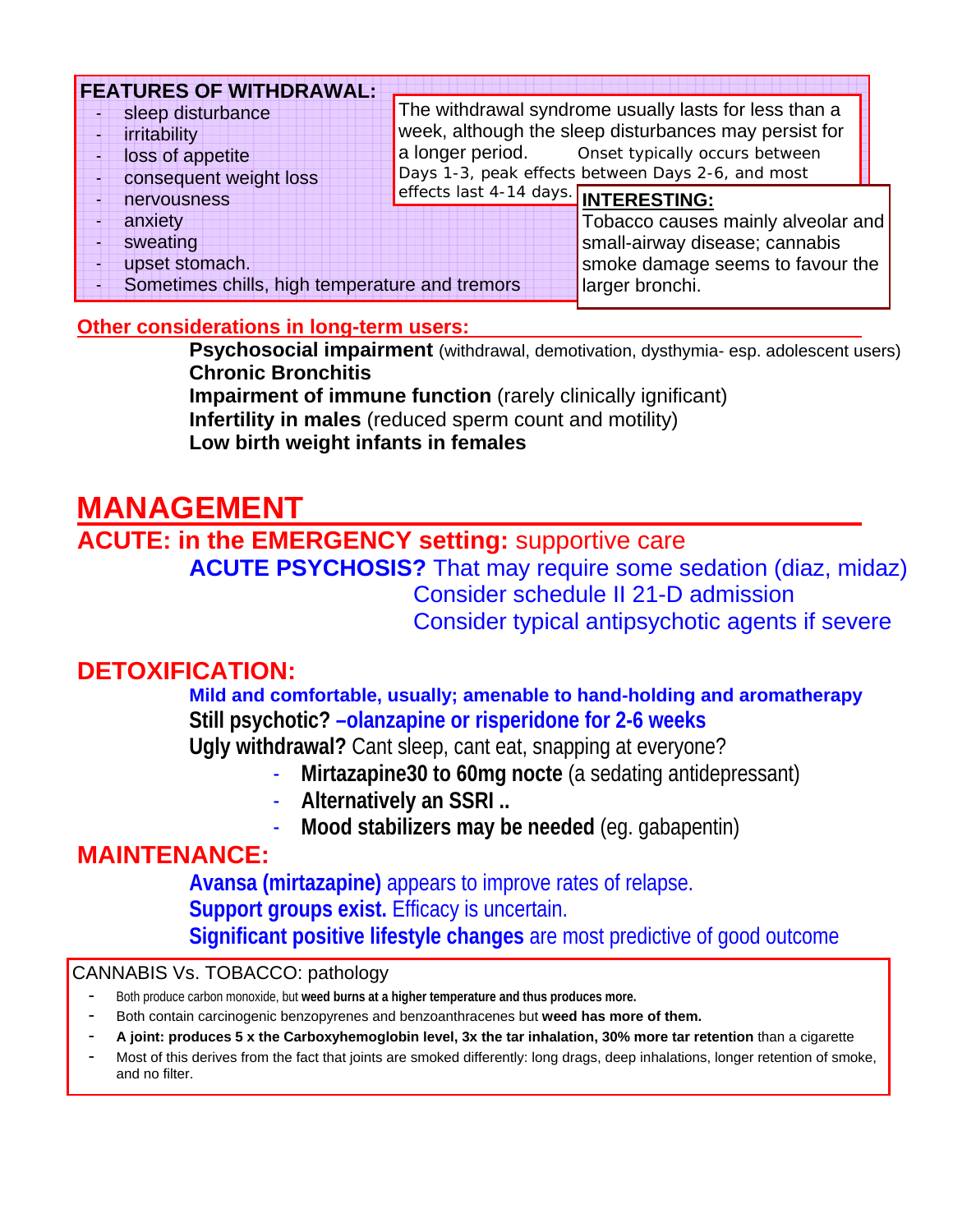**FEATURES OF WITHDRAWAL:**

- sleep disturbance
- irritability
- loss of appetite
- consequent weight loss
- nervousness
- anxiety
- sweating
- upset stomach.
- Sometimes chills, high temperature and tremors

The withdrawal syndrome usually lasts for less than a week, although the sleep disturbances may persist for a longer period. Onset typically occurs between Days 1-3, peak effects between Days 2-6, and most effects last 4-14 days.

**INTERESTING:**
Tobacco causes mainly alveolar and small-airway disease; cannabis smoke damage seems to favour the larger bronchi.

**Other considerations in long-term users:**

**Psychosocial impairment** (withdrawal, demotivation, dysthymia- esp. adolescent users)
**Chronic Bronchitis**
**Impairment of immune function** (rarely clinically ignificant)
**Infertility in males** (reduced sperm count and motility)
**Low birth weight infants in females**

# MANAGEMENT

## ACUTE: in the EMERGENCY setting: supportive care

**ACUTE PSYCHOSIS?** That may require some sedation (diaz, midaz)
Consider schedule II 21-D admission
Consider typical antipsychotic agents if severe

## DETOXIFICATION:

**Mild and comfortable, usually; amenable to hand-holding and aromatherapy**
**Still psychotic? –olanzapine or risperidone for 2-6 weeks**
**Ugly withdrawal?** Cant sleep, cant eat, snapping at everyone?

- **Mirtazapine30 to 60mg nocte** (a sedating antidepressant)
- **Alternatively an SSRI ..**
- **Mood stabilizers may be needed** (eg. gabapentin)

## MAINTENANCE:

**Avansa (mirtazapine)** appears to improve rates of relapse.
**Support groups exist.** Efficacy is uncertain.
**Significant positive lifestyle changes** are most predictive of good outcome

CANNABIS Vs. TOBACCO: pathology

- Both produce carbon monoxide, but **weed burns at a higher temperature and thus produces more.**
- Both contain carcinogenic benzopyrenes and benzoanthracenes but **weed has more of them.**
- **A joint: produces 5 x the Carboxyhemoglobin level, 3x the tar inhalation, 30% more tar retention** than a cigarette
- Most of this derives from the fact that joints are smoked differently: long drags, deep inhalations, longer retention of smoke, and no filter.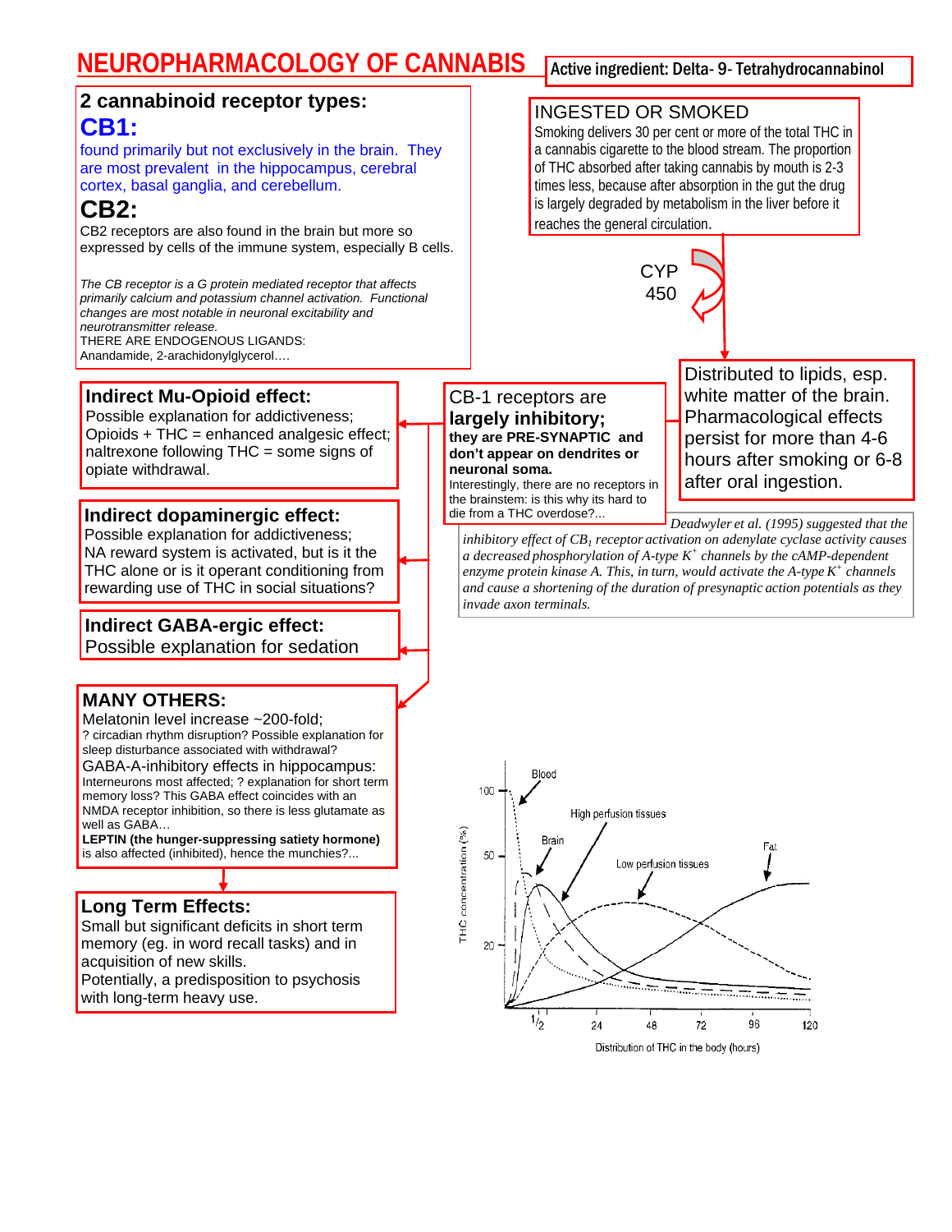# NEUROPHARMACOLOGY OF CANNABIS

**Active ingredient: Delta- 9- Tetrahydrocannabinol**

## 2 cannabinoid receptor types:

### CB1:

found primarily but not exclusively in the brain. They are most prevalent in the hippocampus, cerebral cortex, basal ganglia, and cerebellum.

### CB2:

CB2 receptors are also found in the brain but more so expressed by cells of the immune system, especially B cells.

*The CB receptor is a G protein mediated receptor that affects primarily calcium and potassium channel activation. Functional changes are most notable in neuronal excitability and neurotransmitter release.*

THERE ARE ENDOGENOUS LIGANDS:
Anandamide, 2-arachidonylglycerol….

## INGESTED OR SMOKED

Smoking delivers 30 per cent or more of the total THC in a cannabis cigarette to the blood stream. The proportion of THC absorbed after taking cannabis by mouth is 2-3 times less, because after absorption in the gut the drug is largely degraded by metabolism in the liver before it reaches the general circulation.

CYP 450

Distributed to lipids, esp. white matter of the brain. Pharmacological effects persist for more than 4-6 hours after smoking or 6-8 after oral ingestion.

CB-1 receptors are **largely inhibitory;**
**they are PRE-SYNAPTIC and don't appear on dendrites or neuronal soma.**
Interestingly, there are no receptors in the brainstem: is this why its hard to die from a THC overdose?...

*Deadwyler et al. (1995) suggested that the inhibitory effect of $CB_1$ receptor activation on adenylate cyclase activity causes a decreased phosphorylation of A-type $K^+$ channels by the cAMP-dependent enzyme protein kinase A. This, in turn, would activate the A-type $K^+$ channels and cause a shortening of the duration of presynaptic action potentials as they invade axon terminals.*

### Indirect Mu-Opioid effect:

Possible explanation for addictiveness;
Opioids + THC = enhanced analgesic effect;
naltrexone following THC = some signs of opiate withdrawal.

### Indirect dopaminergic effect:

Possible explanation for addictiveness;
NA reward system is activated, but is it the THC alone or is it operant conditioning from rewarding use of THC in social situations?

### Indirect GABA-ergic effect:

Possible explanation for sedation

### MANY OTHERS:

Melatonin level increase ~200-fold;
? circadian rhythm disruption? Possible explanation for sleep disturbance associated with withdrawal?
GABA-A-inhibitory effects in hippocampus:
Interneurons most affected; ? explanation for short term memory loss? This GABA effect coincides with an NMDA receptor inhibition, so there is less glutamate as well as GABA…
**LEPTIN (the hunger-suppressing satiety hormone)** is also affected (inhibited), hence the munchies?...

### Long Term Effects:

Small but significant deficits in short term memory (eg. in word recall tasks) and in acquisition of new skills.
Potentially, a predisposition to psychosis with long-term heavy use.

Blood
High perfusion tissues
Brain
Fat
Low perfusion tissues
THC concentration (%)
100
50
20
1/2
24
48
72
96
120
Distribution of THC in the body (hours)